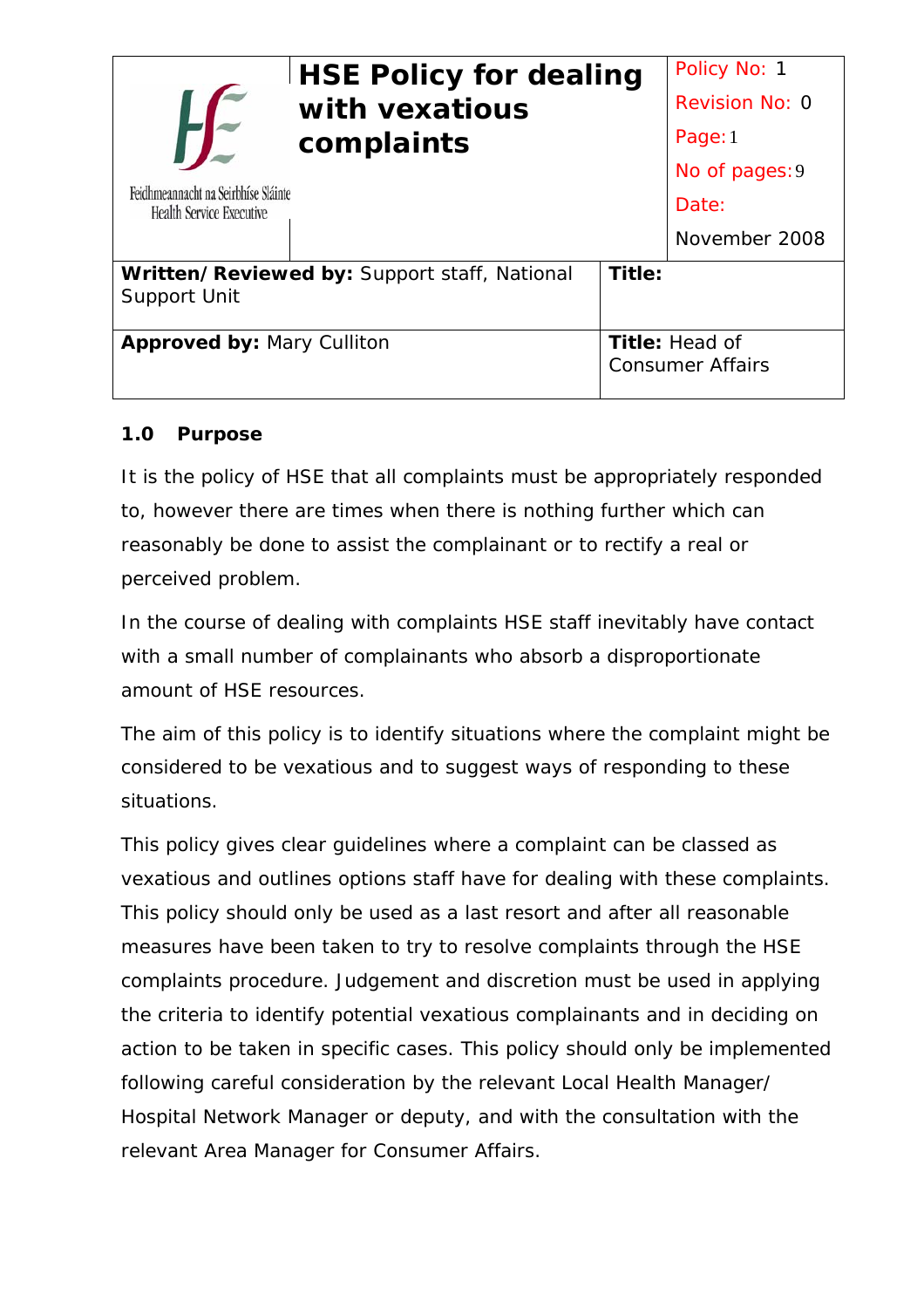| Feidhmeannacht na Seirbhíse Sláinte<br>Health Service Executive | **HSE Policy for dealing with vexatious complaints** | | Policy No: 1<br>Revision No: 0<br>Page: 1<br>No of pages: 9<br>Date:<br>November 2008 |
|---|---|---|---|
| **Written/Reviewed by:** Support staff, National Support Unit | | **Title:** | |
| **Approved by:** Mary Culliton | | **Title:** Head of Consumer Affairs | |

## 1.0 Purpose

It is the policy of HSE that all complaints must be appropriately responded to, however there are times when there is nothing further which can reasonably be done to assist the complainant or to rectify a real or perceived problem.

In the course of dealing with complaints HSE staff inevitably have contact with a small number of complainants who absorb a disproportionate amount of HSE resources.

The aim of this policy is to identify situations where the complaint might be considered to be vexatious and to suggest ways of responding to these situations.

This policy gives clear guidelines where a complaint can be classed as vexatious and outlines options staff have for dealing with these complaints. This policy should only be used as a last resort and after all reasonable measures have been taken to try to resolve complaints through the HSE complaints procedure. Judgement and discretion must be used in applying the criteria to identify potential vexatious complainants and in deciding on action to be taken in specific cases. This policy should only be implemented following careful consideration by the relevant Local Health Manager/ Hospital Network Manager or deputy, and with the consultation with the relevant Area Manager for Consumer Affairs.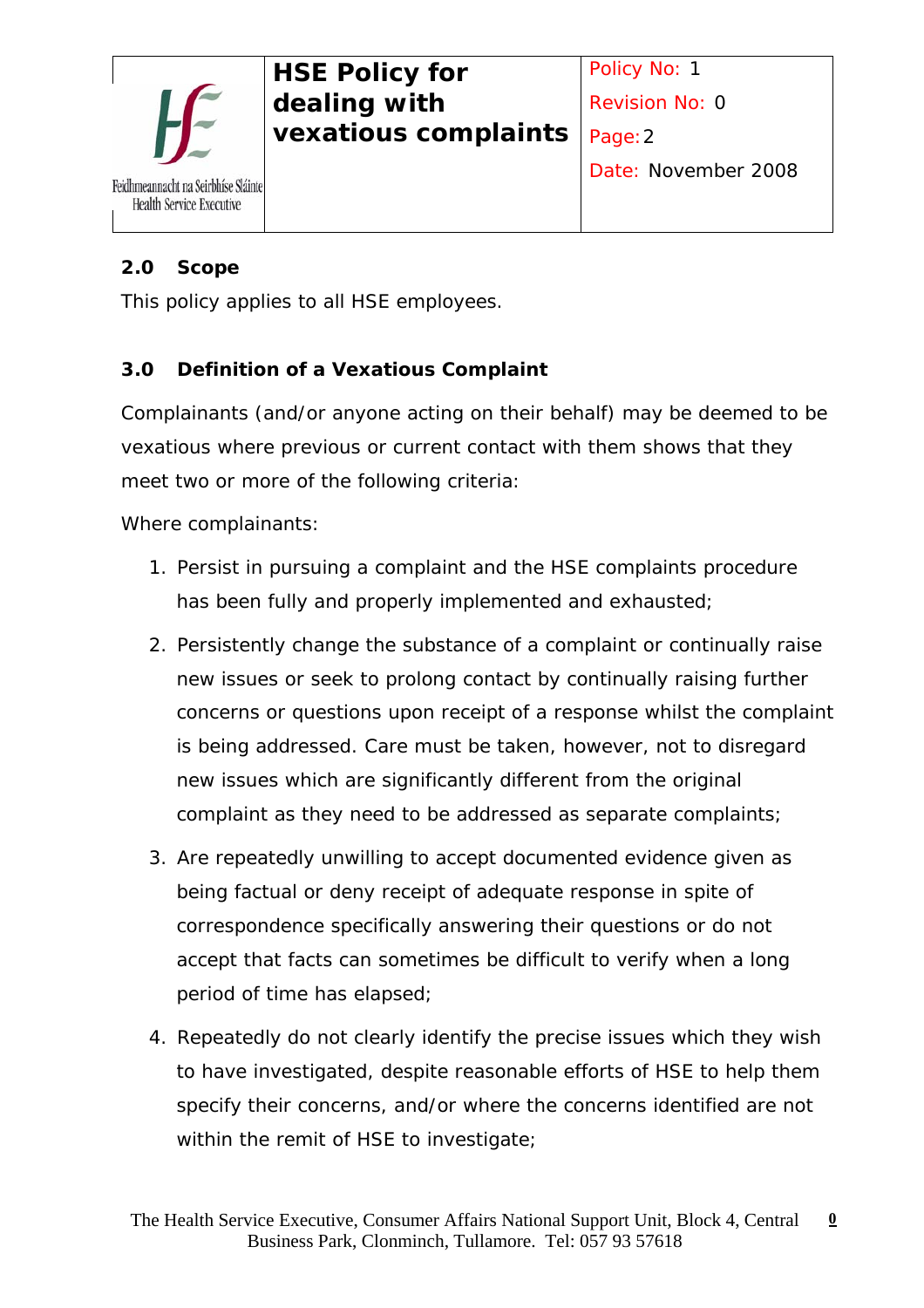## 2.0 Scope

This policy applies to all HSE employees.

## 3.0 Definition of a Vexatious Complaint

Complainants (and/or anyone acting on their behalf) may be deemed to be vexatious where previous or current contact with them shows that they meet two or more of the following criteria:

Where complainants:

1. Persist in pursuing a complaint and the HSE complaints procedure has been fully and properly implemented and exhausted;
2. Persistently change the substance of a complaint or continually raise new issues or seek to prolong contact by continually raising further concerns or questions upon receipt of a response whilst the complaint is being addressed. Care must be taken, however, not to disregard new issues which are significantly different from the original complaint as they need to be addressed as separate complaints;
3. Are repeatedly unwilling to accept documented evidence given as being factual or deny receipt of adequate response in spite of correspondence specifically answering their questions or do not accept that facts can sometimes be difficult to verify when a long period of time has elapsed;
4. Repeatedly do not clearly identify the precise issues which they wish to have investigated, despite reasonable efforts of HSE to help them specify their concerns, and/or where the concerns identified are not within the remit of HSE to investigate;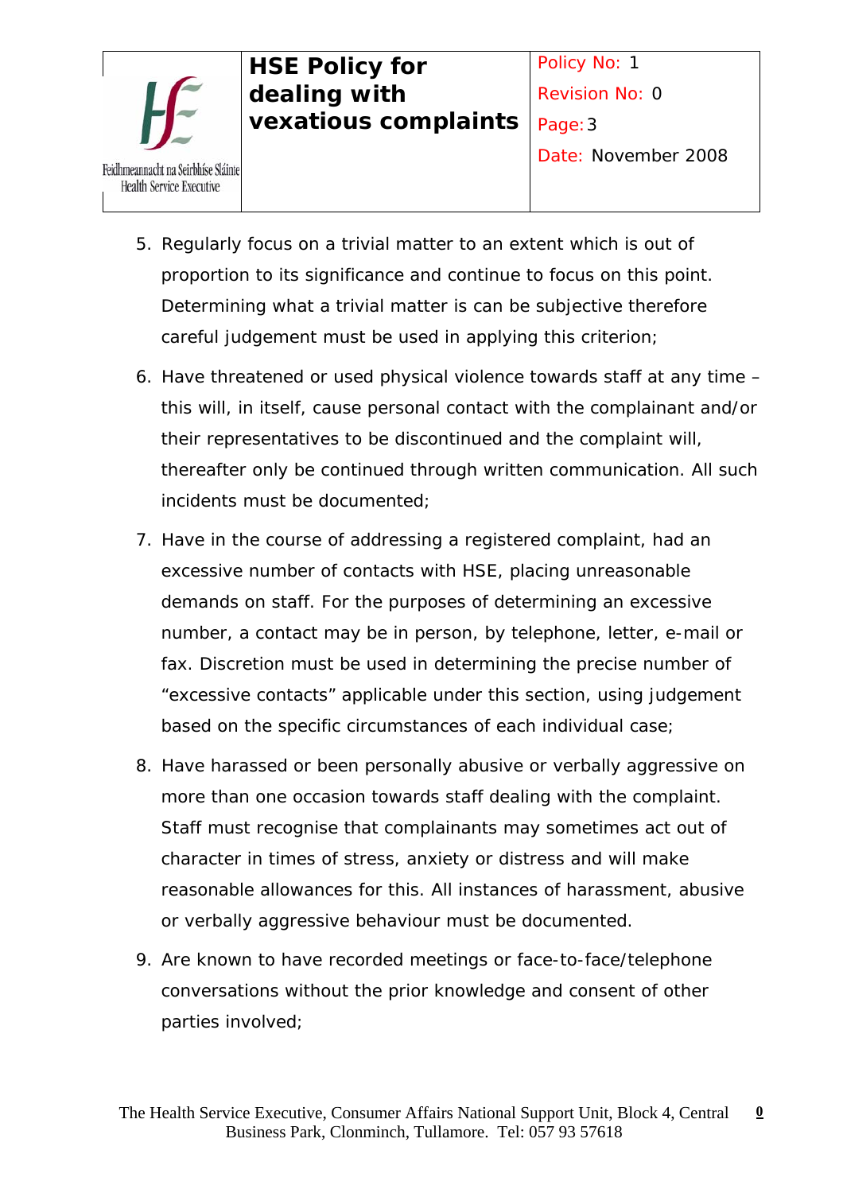5. Regularly focus on a trivial matter to an extent which is out of proportion to its significance and continue to focus on this point. Determining what a trivial matter is can be subjective therefore careful judgement must be used in applying this criterion;

6. Have threatened or used physical violence towards staff at any time – this will, in itself, cause personal contact with the complainant and/or their representatives to be discontinued and the complaint will, thereafter only be continued through written communication. All such incidents must be documented;

7. Have in the course of addressing a registered complaint, had an excessive number of contacts with HSE, placing unreasonable demands on staff. For the purposes of determining an excessive number, a contact may be in person, by telephone, letter, e-mail or fax. Discretion must be used in determining the precise number of "excessive contacts" applicable under this section, using judgement based on the specific circumstances of each individual case;

8. Have harassed or been personally abusive or verbally aggressive on more than one occasion towards staff dealing with the complaint. Staff must recognise that complainants may sometimes act out of character in times of stress, anxiety or distress and will make reasonable allowances for this. All instances of harassment, abusive or verbally aggressive behaviour must be documented.

9. Are known to have recorded meetings or face-to-face/telephone conversations without the prior knowledge and consent of other parties involved;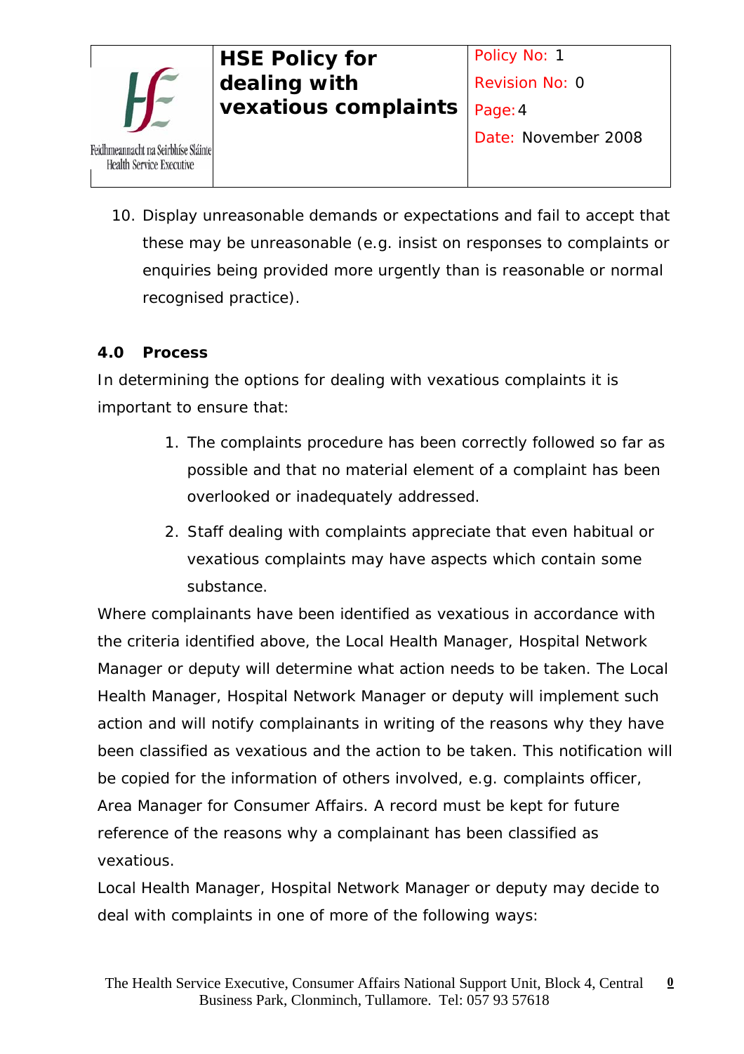10. Display unreasonable demands or expectations and fail to accept that these may be unreasonable (e.g. insist on responses to complaints or enquiries being provided more urgently than is reasonable or normal recognised practice).

## 4.0 Process

In determining the options for dealing with vexatious complaints it is important to ensure that:

1. The complaints procedure has been correctly followed so far as possible and that no material element of a complaint has been overlooked or inadequately addressed.
2. Staff dealing with complaints appreciate that even habitual or vexatious complaints may have aspects which contain some substance.

Where complainants have been identified as vexatious in accordance with the criteria identified above, the Local Health Manager, Hospital Network Manager or deputy will determine what action needs to be taken. The Local Health Manager, Hospital Network Manager or deputy will implement such action and will notify complainants in writing of the reasons why they have been classified as vexatious and the action to be taken. This notification will be copied for the information of others involved, e.g. complaints officer, Area Manager for Consumer Affairs. A record must be kept for future reference of the reasons why a complainant has been classified as vexatious.

Local Health Manager, Hospital Network Manager or deputy may decide to deal with complaints in one of more of the following ways: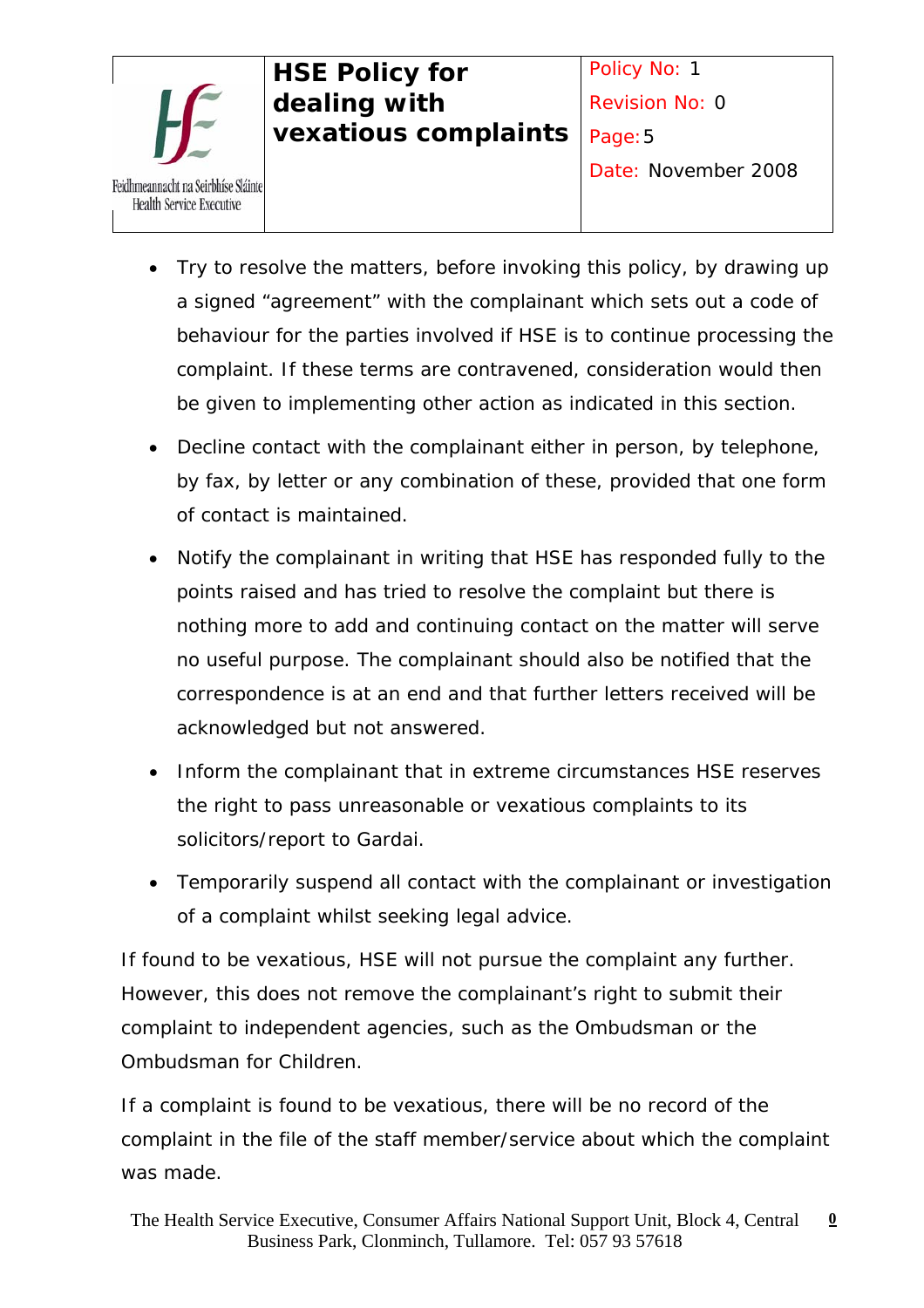- Try to resolve the matters, before invoking this policy, by drawing up a signed "agreement" with the complainant which sets out a code of behaviour for the parties involved if HSE is to continue processing the complaint. If these terms are contravened, consideration would then be given to implementing other action as indicated in this section.
- Decline contact with the complainant either in person, by telephone, by fax, by letter or any combination of these, provided that one form of contact is maintained.
- Notify the complainant in writing that HSE has responded fully to the points raised and has tried to resolve the complaint but there is nothing more to add and continuing contact on the matter will serve no useful purpose. The complainant should also be notified that the correspondence is at an end and that further letters received will be acknowledged but not answered.
- Inform the complainant that in extreme circumstances HSE reserves the right to pass unreasonable or vexatious complaints to its solicitors/report to Gardai.
- Temporarily suspend all contact with the complainant or investigation of a complaint whilst seeking legal advice.

If found to be vexatious, HSE will not pursue the complaint any further. However, this does not remove the complainant's right to submit their complaint to independent agencies, such as the Ombudsman or the Ombudsman for Children.

If a complaint is found to be vexatious, there will be no record of the complaint in the file of the staff member/service about which the complaint was made.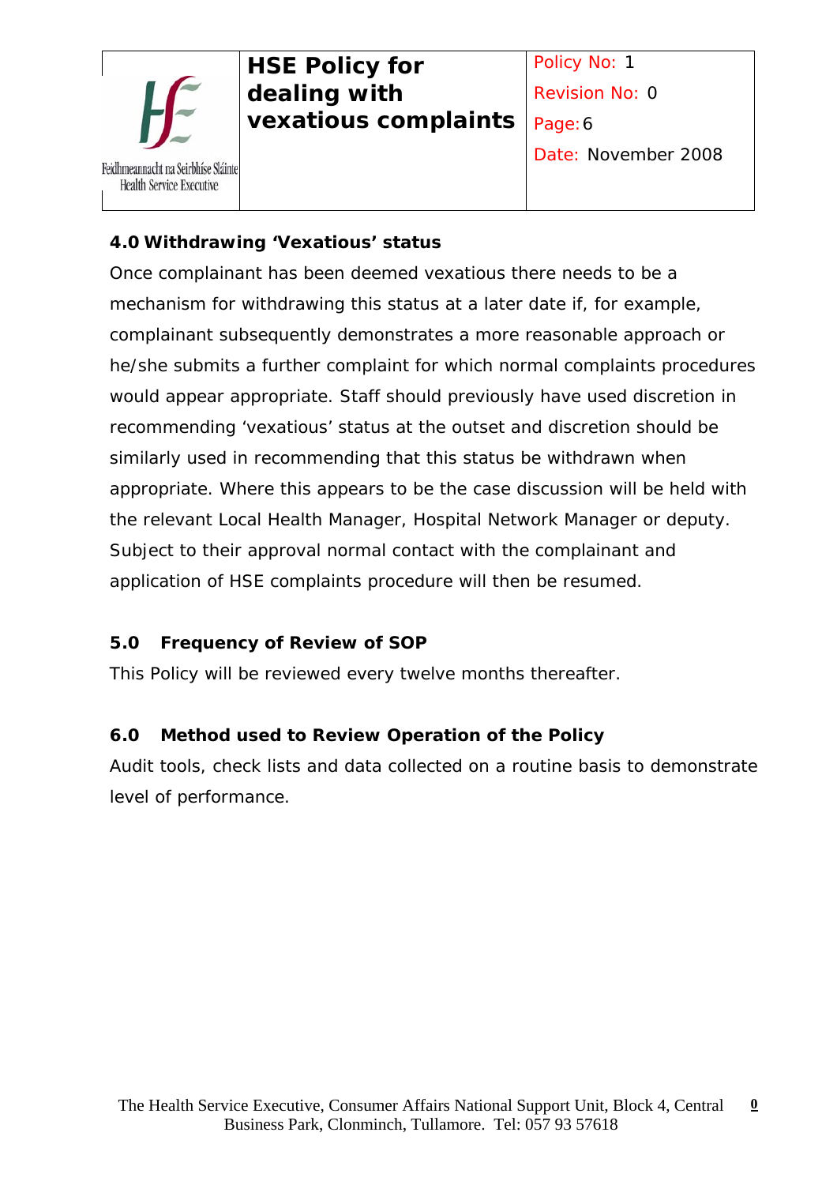## 4.0 Withdrawing 'Vexatious' status

Once complainant has been deemed vexatious there needs to be a mechanism for withdrawing this status at a later date if, for example, complainant subsequently demonstrates a more reasonable approach or he/she submits a further complaint for which normal complaints procedures would appear appropriate. Staff should previously have used discretion in recommending 'vexatious' status at the outset and discretion should be similarly used in recommending that this status be withdrawn when appropriate. Where this appears to be the case discussion will be held with the relevant Local Health Manager, Hospital Network Manager or deputy. Subject to their approval normal contact with the complainant and application of HSE complaints procedure will then be resumed.

## 5.0 Frequency of Review of SOP

This Policy will be reviewed every twelve months thereafter.

## 6.0 Method used to Review Operation of the Policy

Audit tools, check lists and data collected on a routine basis to demonstrate level of performance.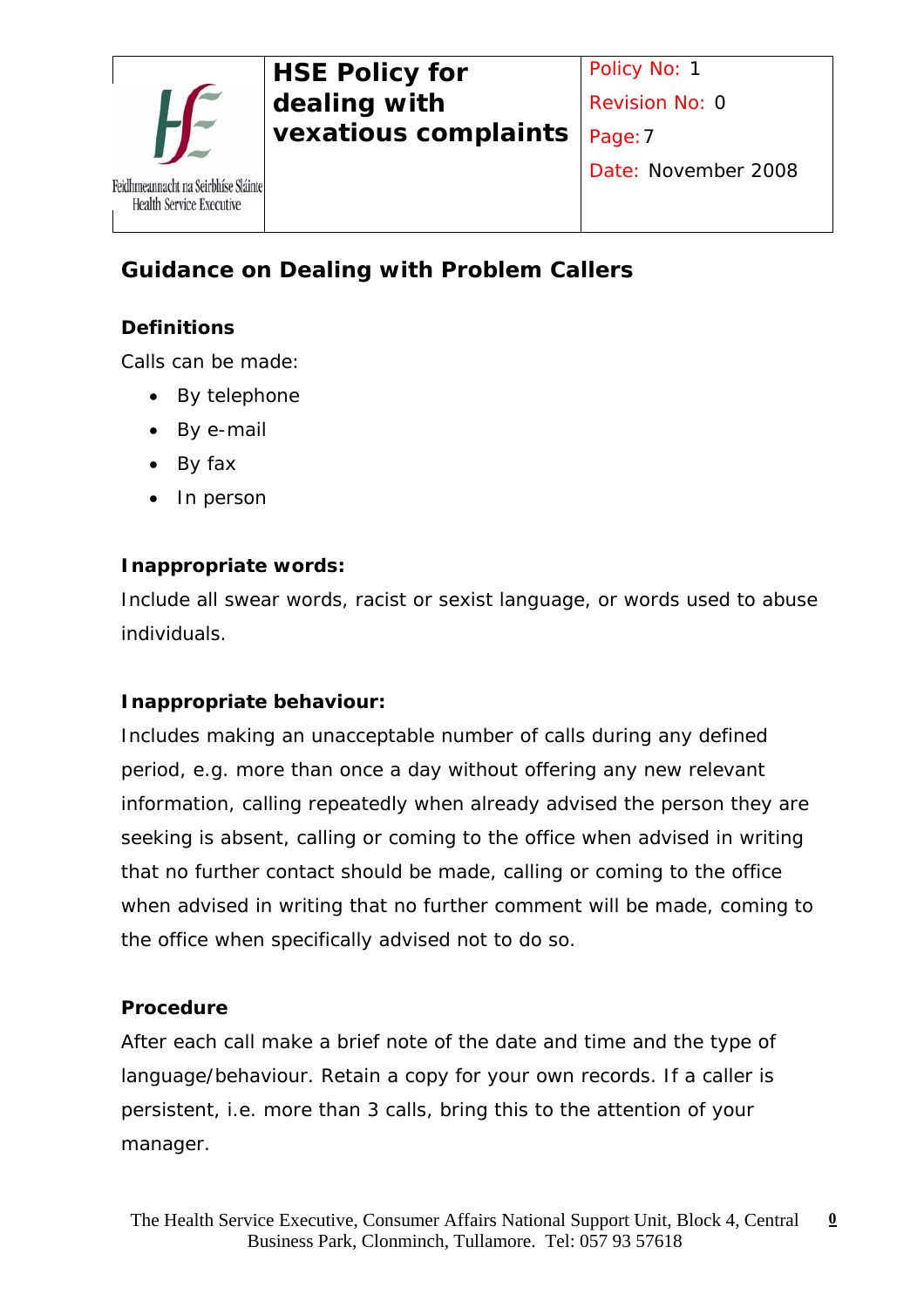## Guidance on Dealing with Problem Callers

### Definitions

Calls can be made:

- By telephone
- By e-mail
- By fax
- In person

### Inappropriate words:

Include all swear words, racist or sexist language, or words used to abuse individuals.

### Inappropriate behaviour:

Includes making an unacceptable number of calls during any defined period, e.g. more than once a day without offering any new relevant information, calling repeatedly when already advised the person they are seeking is absent, calling or coming to the office when advised in writing that no further contact should be made, calling or coming to the office when advised in writing that no further comment will be made, coming to the office when specifically advised not to do so.

### Procedure

After each call make a brief note of the date and time and the type of language/behaviour. Retain a copy for your own records. If a caller is persistent, i.e. more than 3 calls, bring this to the attention of your manager.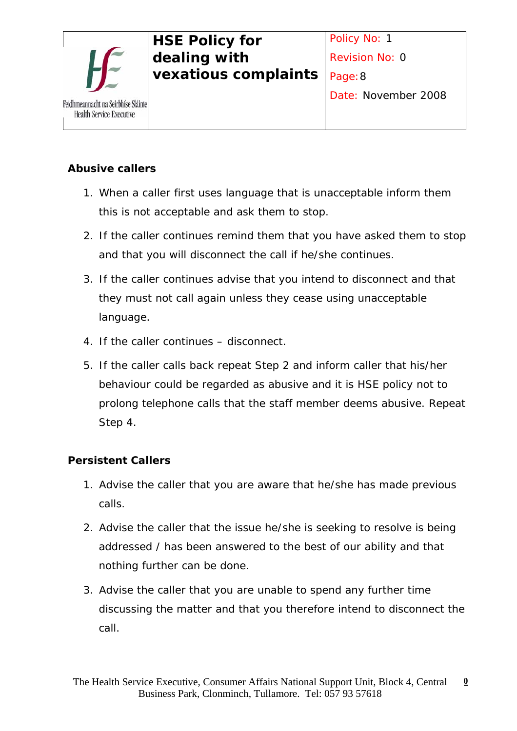## Abusive callers

1. When a caller first uses language that is unacceptable inform them this is not acceptable and ask them to stop.
2. If the caller continues remind them that you have asked them to stop and that you will disconnect the call if he/she continues.
3. If the caller continues advise that you intend to disconnect and that they must not call again unless they cease using unacceptable language.
4. If the caller continues – disconnect.
5. If the caller calls back repeat Step 2 and inform caller that his/her behaviour could be regarded as abusive and it is HSE policy not to prolong telephone calls that the staff member deems abusive. Repeat Step 4.

## Persistent Callers

1. Advise the caller that you are aware that he/she has made previous calls.
2. Advise the caller that the issue he/she is seeking to resolve is being addressed / has been answered to the best of our ability and that nothing further can be done.
3. Advise the caller that you are unable to spend any further time discussing the matter and that you therefore intend to disconnect the call.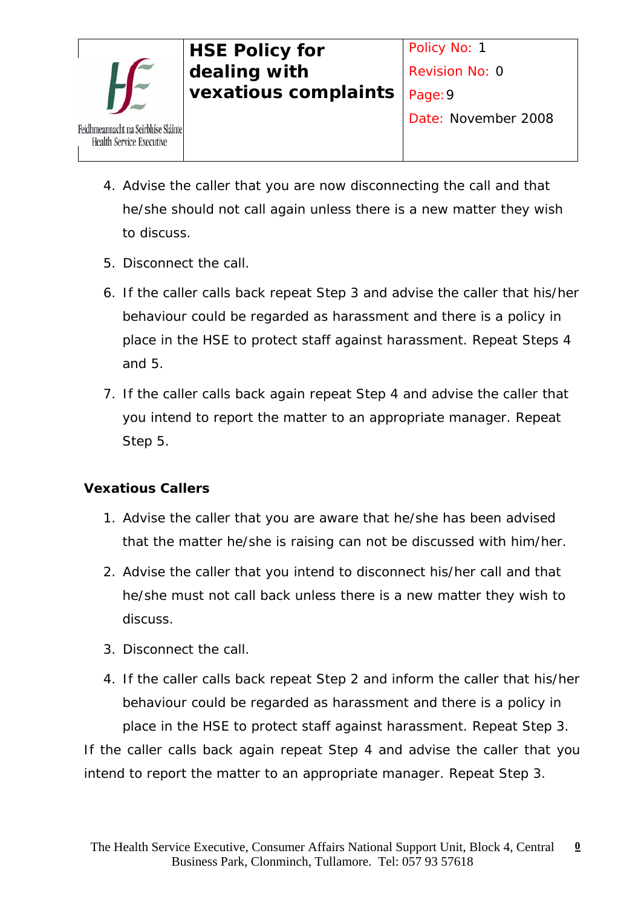4. Advise the caller that you are now disconnecting the call and that he/she should not call again unless there is a new matter they wish to discuss.
5. Disconnect the call.
6. If the caller calls back repeat Step 3 and advise the caller that his/her behaviour could be regarded as harassment and there is a policy in place in the HSE to protect staff against harassment. Repeat Steps 4 and 5.
7. If the caller calls back again repeat Step 4 and advise the caller that you intend to report the matter to an appropriate manager. Repeat Step 5.

**Vexatious Callers**

1. Advise the caller that you are aware that he/she has been advised that the matter he/she is raising can not be discussed with him/her.
2. Advise the caller that you intend to disconnect his/her call and that he/she must not call back unless there is a new matter they wish to discuss.
3. Disconnect the call.
4. If the caller calls back repeat Step 2 and inform the caller that his/her behaviour could be regarded as harassment and there is a policy in place in the HSE to protect staff against harassment. Repeat Step 3.

If the caller calls back again repeat Step 4 and advise the caller that you intend to report the matter to an appropriate manager. Repeat Step 3.